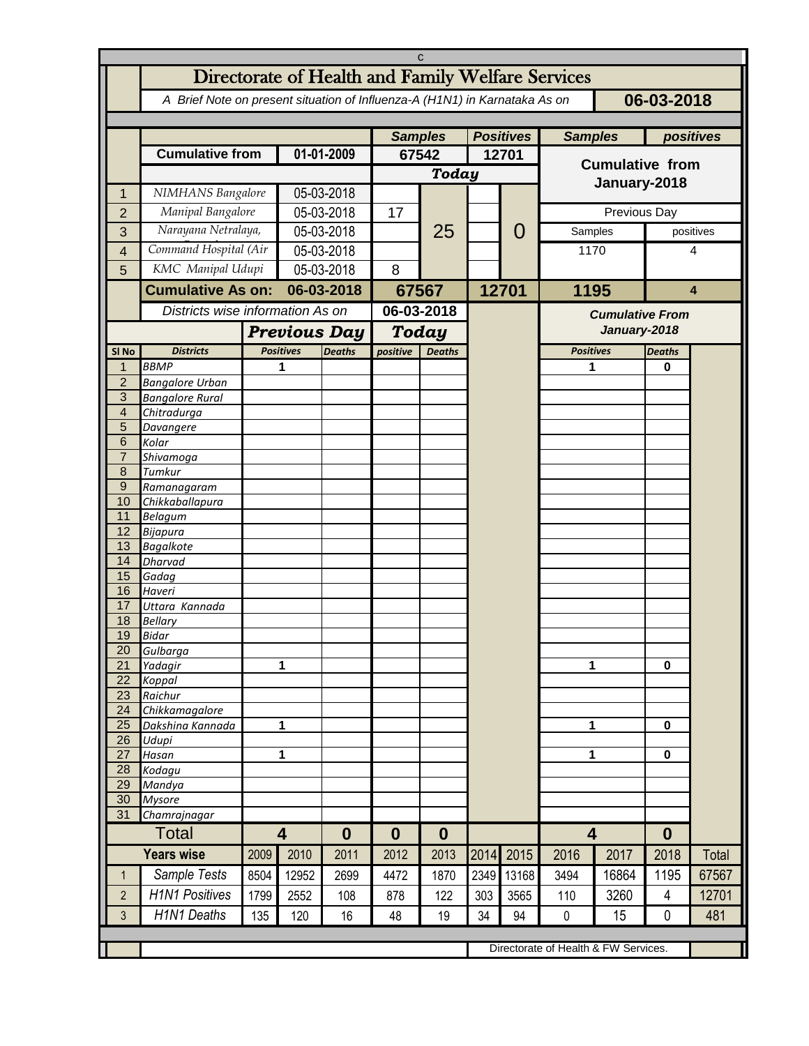# Directorate of Health and Family Welfare Services

*A Brief Note on present situation of Influenza-A (H1N1) in Karnataka As on* **06-03-2018**

| | | | Samples | | Positives | | Samples | positives |
|---|---|---|---|---|---|---|---|---|
| | **Cumulative from** | **01-01-2009** | **67542** | | **12701** | | **Cumulative from January-2018** | |
| | | | ***Today*** | | | | | |
| 1 | *NIMHANS Bangalore* | 05-03-2018 | | 25 | | 0 | | |
| 2 | *Manipal Bangalore* | 05-03-2018 | 17 | | | | Previous Day | |
| 3 | *Narayana Netralaya,* | 05-03-2018 | | | | | Samples | positives |
| 4 | *Command Hospital (Air* | 05-03-2018 | | | | | 1170 | 4 |
| 5 | *KMC Manipal Udupi* | 05-03-2018 | 8 | | | | | |
| | **Cumulative As on:** | **06-03-2018** | **67567** | | **12701** | | **1195** | **4** |

*Districts wise information As on* **06-03-2018**

| Sl No | Districts | Previous Day Positives | Previous Day Deaths | Today positive | Today Deaths | Cumulative From January-2018 Positives | Cumulative From January-2018 Deaths |
|---|---|---|---|---|---|---|---|
| 1 | BBMP | 1 | | | | 1 | 0 |
| 2 | Bangalore Urban | | | | | | |
| 3 | Bangalore Rural | | | | | | |
| 4 | Chitradurga | | | | | | |
| 5 | Davangere | | | | | | |
| 6 | Kolar | | | | | | |
| 7 | Shivamoga | | | | | | |
| 8 | Tumkur | | | | | | |
| 9 | Ramanagaram | | | | | | |
| 10 | Chikkaballapura | | | | | | |
| 11 | Belagum | | | | | | |
| 12 | Bijapura | | | | | | |
| 13 | Bagalkote | | | | | | |
| 14 | Dharvad | | | | | | |
| 15 | Gadag | | | | | | |
| 16 | Haveri | | | | | | |
| 17 | Uttara Kannada | | | | | | |
| 18 | Bellary | | | | | | |
| 19 | Bidar | | | | | | |
| 20 | Gulbarga | | | | | | |
| 21 | Yadagir | 1 | | | | 1 | 0 |
| 22 | Koppal | | | | | | |
| 23 | Raichur | | | | | | |
| 24 | Chikkamagalore | | | | | | |
| 25 | Dakshina Kannada | 1 | | | | 1 | 0 |
| 26 | Udupi | | | | | | |
| 27 | Hasan | 1 | | | | 1 | 0 |
| 28 | Kodagu | | | | | | |
| 29 | Mandya | | | | | | |
| 30 | Mysore | | | | | | |
| 31 | Chamrajnagar | | | | | | |
| | **Total** | **4** | **0** | **0** | **0** | **4** | **0** |

| | Years wise | 2009 | 2010 | 2011 | 2012 | 2013 | 2014 | 2015 | 2016 | 2017 | 2018 | Total |
|---|---|---|---|---|---|---|---|---|---|---|---|---|
| 1 | Sample Tests | 8504 | 12952 | 2699 | 4472 | 1870 | 2349 | 13168 | 3494 | 16864 | 1195 | 67567 |
| 2 | H1N1 Positives | 1799 | 2552 | 108 | 878 | 122 | 303 | 3565 | 110 | 3260 | 4 | 12701 |
| 3 | H1N1 Deaths | 135 | 120 | 16 | 48 | 19 | 34 | 94 | 0 | 15 | 0 | 481 |

Directorate of Health & FW Services.